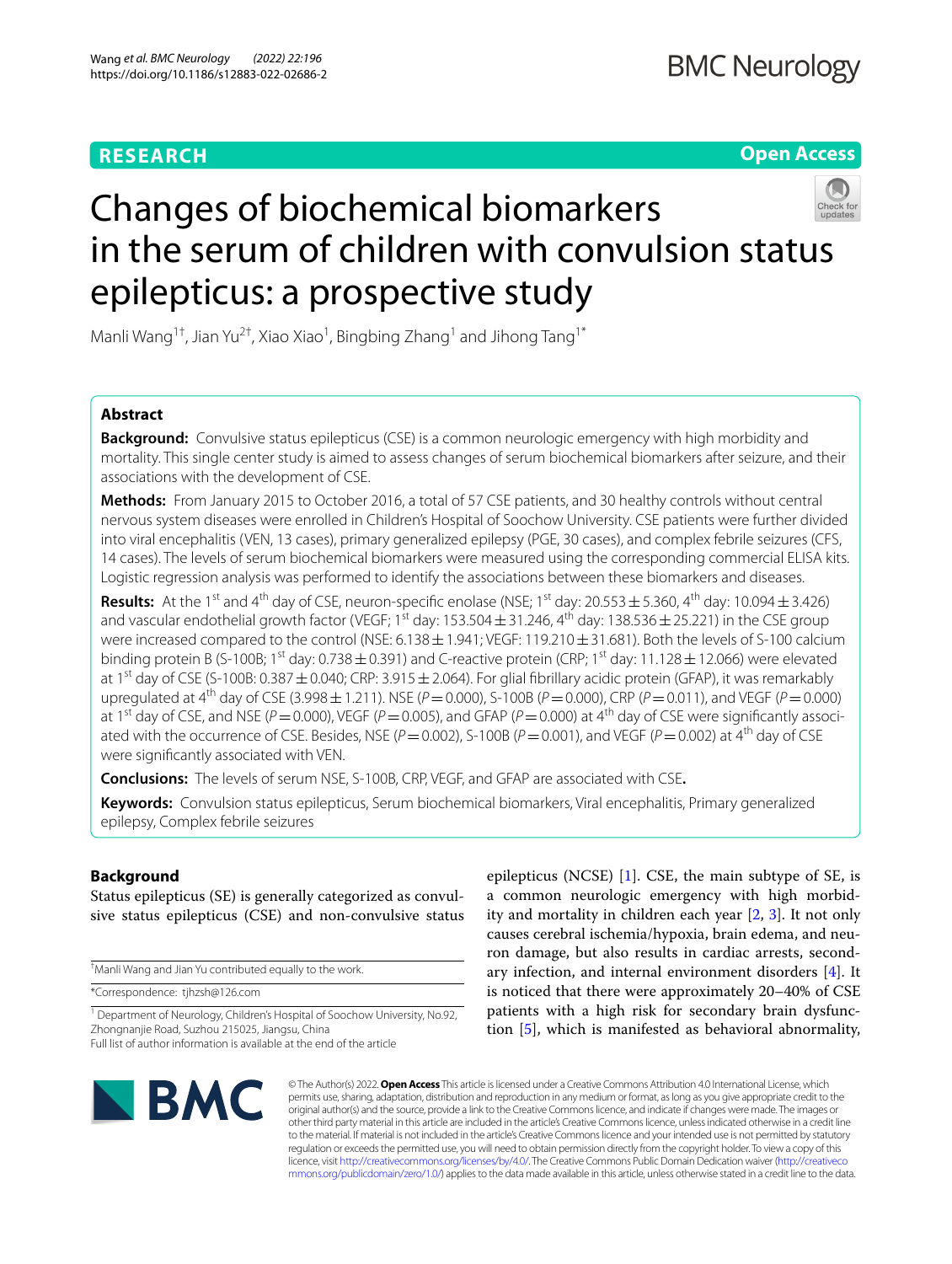# Changes of biochemical biomarkers in the serum of children with convulsion status epilepticus: a prospective study

Manli Wang[1†], Jian Yu[2†], Xiao Xiao[1], Bingbing Zhang[1] and Jihong Tang[1*]

## Abstract

**Background:** Convulsive status epilepticus (CSE) is a common neurologic emergency with high morbidity and mortality. This single center study is aimed to assess changes of serum biochemical biomarkers after seizure, and their associations with the development of CSE.

**Methods:** From January 2015 to October 2016, a total of 57 CSE patients, and 30 healthy controls without central nervous system diseases were enrolled in Children's Hospital of Soochow University. CSE patients were further divided into viral encephalitis (VEN, 13 cases), primary generalized epilepsy (PGE, 30 cases), and complex febrile seizures (CFS, 14 cases). The levels of serum biochemical biomarkers were measured using the corresponding commercial ELISA kits. Logistic regression analysis was performed to identify the associations between these biomarkers and diseases.

**Results:** At the 1st and 4th day of CSE, neuron-specific enolase (NSE; 1st day: 20.553 ± 5.360, 4th day: 10.094 ± 3.426) and vascular endothelial growth factor (VEGF; 1st day: 153.504 ± 31.246, 4th day: 138.536 ± 25.221) in the CSE group were increased compared to the control (NSE: 6.138 ± 1.941; VEGF: 119.210 ± 31.681). Both the levels of S-100 calcium binding protein B (S-100B; 1st day: 0.738 ± 0.391) and C-reactive protein (CRP; 1st day: 11.128 ± 12.066) were elevated at 1st day of CSE (S-100B: 0.387 ± 0.040; CRP: 3.915 ± 2.064). For glial fibrillary acidic protein (GFAP), it was remarkably upregulated at 4th day of CSE (3.998 ± 1.211). NSE ($P = 0.000$), S-100B ($P = 0.000$), CRP ($P = 0.011$), and VEGF ($P = 0.000$) at 1st day of CSE, and NSE ($P = 0.000$), VEGF ($P = 0.005$), and GFAP ($P = 0.000$) at 4th day of CSE were significantly associated with the occurrence of CSE. Besides, NSE ($P = 0.002$), S-100B ($P = 0.001$), and VEGF ($P = 0.002$) at 4th day of CSE were significantly associated with VEN.

**Conclusions:** The levels of serum NSE, S-100B, CRP, VEGF, and GFAP are associated with CSE**.**

**Keywords:** Convulsion status epilepticus, Serum biochemical biomarkers, Viral encephalitis, Primary generalized epilepsy, Complex febrile seizures

## Background

Status epilepticus (SE) is generally categorized as convulsive status epilepticus (CSE) and non-convulsive status epilepticus (NCSE) [1]. CSE, the main subtype of SE, is a common neurologic emergency with high morbidity and mortality in children each year [2, 3]. It not only causes cerebral ischemia/hypoxia, brain edema, and neuron damage, but also results in cardiac arrests, secondary infection, and internal environment disorders [4]. It is noticed that there were approximately 20–40% of CSE patients with a high risk for secondary brain dysfunction [5], which is manifested as behavioral abnormality,

†Manli Wang and Jian Yu contributed equally to the work.

*Correspondence: tjhzsh@126.com

[1] Department of Neurology, Children's Hospital of Soochow University, No.92, Zhongnanjie Road, Suzhou 215025, Jiangsu, China

Full list of author information is available at the end of the article

© The Author(s) 2022. **Open Access** This article is licensed under a Creative Commons Attribution 4.0 International License, which permits use, sharing, adaptation, distribution and reproduction in any medium or format, as long as you give appropriate credit to the original author(s) and the source, provide a link to the Creative Commons licence, and indicate if changes were made. The images or other third party material in this article are included in the article's Creative Commons licence, unless indicated otherwise in a credit line to the material. If material is not included in the article's Creative Commons licence and your intended use is not permitted by statutory regulation or exceeds the permitted use, you will need to obtain permission directly from the copyright holder. To view a copy of this licence, visit http://creativecommons.org/licenses/by/4.0/. The Creative Commons Public Domain Dedication waiver (http://creativecommons.org/publicdomain/zero/1.0/) applies to the data made available in this article, unless otherwise stated in a credit line to the data.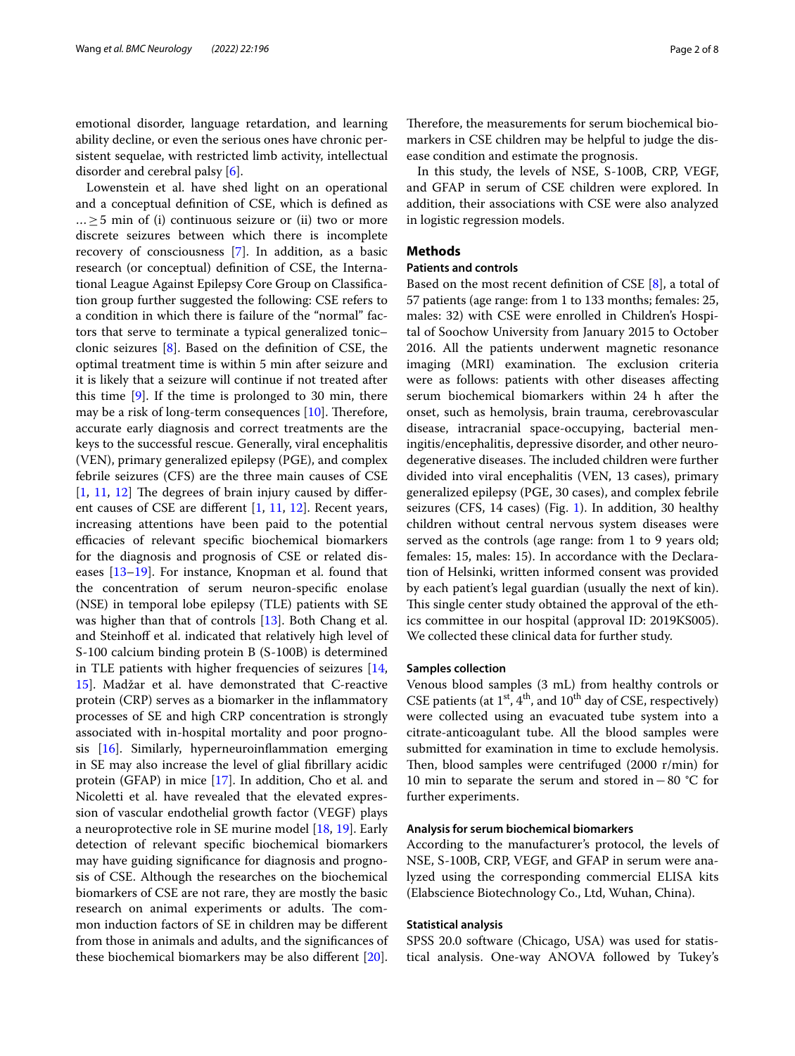emotional disorder, language retardation, and learning ability decline, or even the serious ones have chronic persistent sequelae, with restricted limb activity, intellectual disorder and cerebral palsy [6].

Lowenstein et al. have shed light on an operational and a conceptual definition of CSE, which is defined as …≥5 min of (i) continuous seizure or (ii) two or more discrete seizures between which there is incomplete recovery of consciousness [7]. In addition, as a basic research (or conceptual) definition of CSE, the International League Against Epilepsy Core Group on Classification group further suggested the following: CSE refers to a condition in which there is failure of the "normal" factors that serve to terminate a typical generalized tonic–clonic seizures [8]. Based on the definition of CSE, the optimal treatment time is within 5 min after seizure and it is likely that a seizure will continue if not treated after this time [9]. If the time is prolonged to 30 min, there may be a risk of long-term consequences [10]. Therefore, accurate early diagnosis and correct treatments are the keys to the successful rescue. Generally, viral encephalitis (VEN), primary generalized epilepsy (PGE), and complex febrile seizures (CFS) are the three main causes of CSE [1, 11, 12] The degrees of brain injury caused by different causes of CSE are different [1, 11, 12]. Recent years, increasing attentions have been paid to the potential efficacies of relevant specific biochemical biomarkers for the diagnosis and prognosis of CSE or related diseases [13–19]. For instance, Knopman et al. found that the concentration of serum neuron-specific enolase (NSE) in temporal lobe epilepsy (TLE) patients with SE was higher than that of controls [13]. Both Chang et al. and Steinhoff et al. indicated that relatively high level of S-100 calcium binding protein B (S-100B) is determined in TLE patients with higher frequencies of seizures [14, 15]. Madžar et al. have demonstrated that C-reactive protein (CRP) serves as a biomarker in the inflammatory processes of SE and high CRP concentration is strongly associated with in-hospital mortality and poor prognosis [16]. Similarly, hyperneuroinflammation emerging in SE may also increase the level of glial fibrillary acidic protein (GFAP) in mice [17]. In addition, Cho et al. and Nicoletti et al. have revealed that the elevated expression of vascular endothelial growth factor (VEGF) plays a neuroprotective role in SE murine model [18, 19]. Early detection of relevant specific biochemical biomarkers may have guiding significance for diagnosis and prognosis of CSE. Although the researches on the biochemical biomarkers of CSE are not rare, they are mostly the basic research on animal experiments or adults. The common induction factors of SE in children may be different from those in animals and adults, and the significances of these biochemical biomarkers may be also different [20]. Therefore, the measurements for serum biochemical biomarkers in CSE children may be helpful to judge the disease condition and estimate the prognosis.

In this study, the levels of NSE, S-100B, CRP, VEGF, and GFAP in serum of CSE children were explored. In addition, their associations with CSE were also analyzed in logistic regression models.

## Methods

### Patients and controls

Based on the most recent definition of CSE [8], a total of 57 patients (age range: from 1 to 133 months; females: 25, males: 32) with CSE were enrolled in Children's Hospital of Soochow University from January 2015 to October 2016. All the patients underwent magnetic resonance imaging (MRI) examination. The exclusion criteria were as follows: patients with other diseases affecting serum biochemical biomarkers within 24 h after the onset, such as hemolysis, brain trauma, cerebrovascular disease, intracranial space-occupying, bacterial meningitis/encephalitis, depressive disorder, and other neurodegenerative diseases. The included children were further divided into viral encephalitis (VEN, 13 cases), primary generalized epilepsy (PGE, 30 cases), and complex febrile seizures (CFS, 14 cases) (Fig. 1). In addition, 30 healthy children without central nervous system diseases were served as the controls (age range: from 1 to 9 years old; females: 15, males: 15). In accordance with the Declaration of Helsinki, written informed consent was provided by each patient's legal guardian (usually the next of kin). This single center study obtained the approval of the ethics committee in our hospital (approval ID: 2019KS005). We collected these clinical data for further study.

### Samples collection

Venous blood samples (3 mL) from healthy controls or CSE patients (at 1st, 4th, and 10th day of CSE, respectively) were collected using an evacuated tube system into a citrate-anticoagulant tube. All the blood samples were submitted for examination in time to exclude hemolysis. Then, blood samples were centrifuged (2000 r/min) for 10 min to separate the serum and stored in −80 °C for further experiments.

### Analysis for serum biochemical biomarkers

According to the manufacturer's protocol, the levels of NSE, S-100B, CRP, VEGF, and GFAP in serum were analyzed using the corresponding commercial ELISA kits (Elabscience Biotechnology Co., Ltd, Wuhan, China).

### Statistical analysis

SPSS 20.0 software (Chicago, USA) was used for statistical analysis. One-way ANOVA followed by Tukey's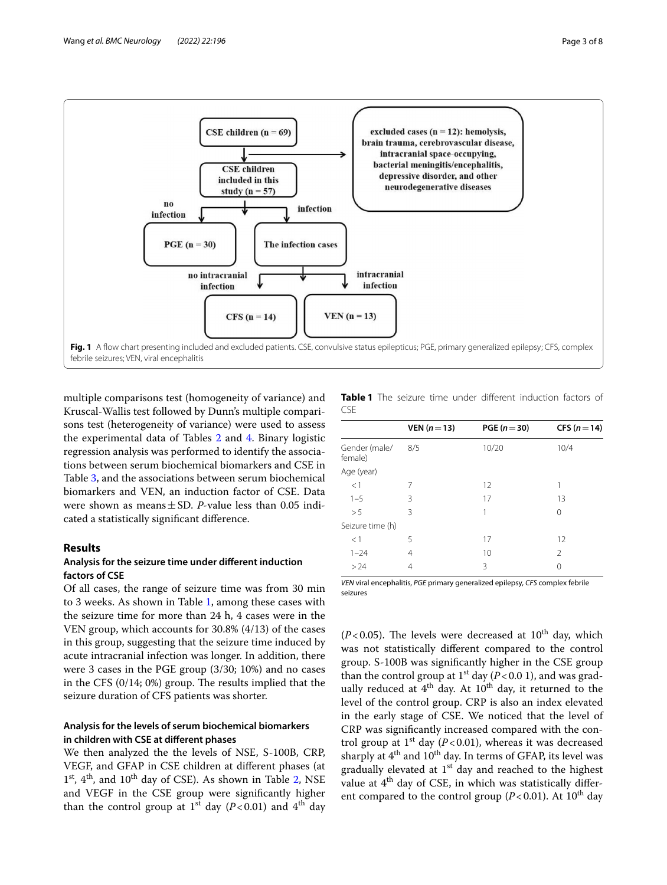**Fig. 1** A flow chart presenting included and excluded patients. CSE, convulsive status epilepticus; PGE, primary generalized epilepsy; CFS, complex febrile seizures; VEN, viral encephalitis

multiple comparisons test (homogeneity of variance) and Kruscal-Wallis test followed by Dunn's multiple comparisons test (heterogeneity of variance) were used to assess the experimental data of Tables 2 and 4. Binary logistic regression analysis was performed to identify the associations between serum biochemical biomarkers and CSE in Table 3, and the associations between serum biochemical biomarkers and VEN, an induction factor of CSE. Data were shown as means ± SD. *P*-value less than 0.05 indicated a statistically significant difference.

## Results

### Analysis for the seizure time under different induction factors of CSE

Of all cases, the range of seizure time was from 30 min to 3 weeks. As shown in Table 1, among these cases with the seizure time for more than 24 h, 4 cases were in the VEN group, which accounts for 30.8% (4/13) of the cases in this group, suggesting that the seizure time induced by acute intracranial infection was longer. In addition, there were 3 cases in the PGE group (3/30; 10%) and no cases in the CFS (0/14; 0%) group. The results implied that the seizure duration of CFS patients was shorter.

**Table 1** The seizure time under different induction factors of CSE

| | VEN ($n=13$) | PGE ($n=30$) | CFS ($n=14$) |
|---|---|---|---|
| Gender (male/female) | 8/5 | 10/20 | 10/4 |
| Age (year) | | | |
| < 1 | 7 | 12 | 1 |
| 1–5 | 3 | 17 | 13 |
| > 5 | 3 | 1 | 0 |
| Seizure time (h) | | | |
| < 1 | 5 | 17 | 12 |
| 1–24 | 4 | 10 | 2 |
| > 24 | 4 | 3 | 0 |

*VEN* viral encephalitis, *PGE* primary generalized epilepsy, *CFS* complex febrile seizures

### Analysis for the levels of serum biochemical biomarkers in children with CSE at different phases

We then analyzed the the levels of NSE, S-100B, CRP, VEGF, and GFAP in CSE children at different phases (at 1st, 4th, and 10th day of CSE). As shown in Table 2, NSE and VEGF in the CSE group were significantly higher than the control group at 1st day ($P<0.01$) and 4th day ($P<0.05$). The levels were decreased at 10th day, which was not statistically different compared to the control group. S-100B was significantly higher in the CSE group than the control group at 1st day ($P<0.0$ 1), and was gradually reduced at 4th day. At 10th day, it returned to the level of the control group. CRP is also an index elevated in the early stage of CSE. We noticed that the level of CRP was significantly increased compared with the control group at 1st day ($P<0.01$), whereas it was decreased sharply at 4th and 10th day. In terms of GFAP, its level was gradually elevated at 1st day and reached to the highest value at 4th day of CSE, in which was statistically different compared to the control group ($P<0.01$). At 10th day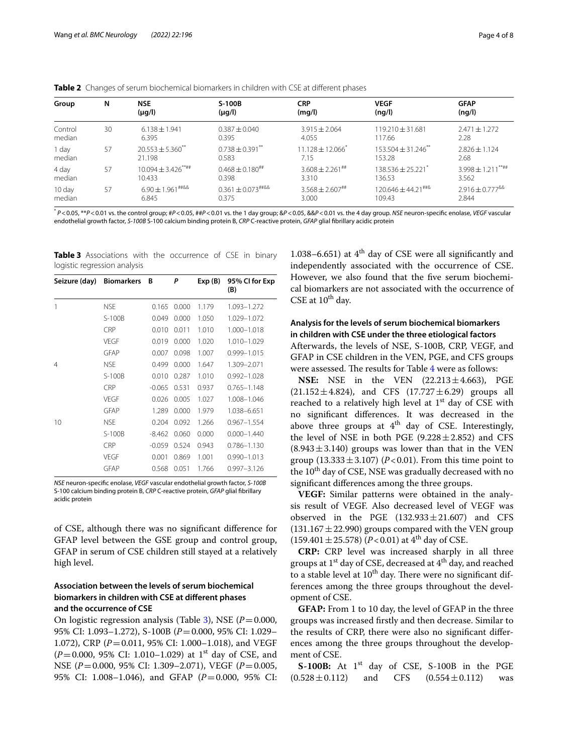**Table 2** Changes of serum biochemical biomarkers in children with CSE at different phases

| Group | N | NSE (μg/l) | S-100B (μg/l) | CRP (mg/l) | VEGF (ng/l) | GFAP (ng/l) |
|---|---|---|---|---|---|---|
| Control median | 30 | 6.138 ± 1.941 6.395 | 0.387 ± 0.040 0.395 | 3.915 ± 2.064 4.055 | 119.210 ± 31.681 117.66 | 2.471 ± 1.272 2.28 |
| 1 day median | 57 | 20.553 ± 5.360** 21.198 | 0.738 ± 0.391** 0.583 | 11.128 ± 12.066* 7.15 | 153.504 ± 31.246** 153.28 | 2.826 ± 1.124 2.68 |
| 4 day median | 57 | 10.094 ± 3.426**## 10.433 | 0.468 ± 0.180## 0.398 | 3.608 ± 2.261## 3.310 | 138.536 ± 25.221* 136.53 | 3.998 ± 1.211**## 3.562 |
| 10 day median | 57 | 6.90 ± 1.961##&& 6.845 | 0.361 ± 0.073##&& 0.375 | 3.568 ± 2.607## 3.000 | 120.646 ± 44.21##& 109.43 | 2.916 ± 0.777&& 2.844 |

* $P < 0.05$, ** $P < 0.01$ vs. the control group; # $P < 0.05$, ## $P < 0.01$ vs. the 1 day group; & $P < 0.05$, && $P < 0.01$ vs. the 4 day group. *NSE* neuron-specific enolase, *VEGF* vascular endothelial growth factor, *S-100B* S-100 calcium binding protein B, *CRP* C-reactive protein, *GFAP* glial fibrillary acidic protein

**Table 3** Associations with the occurrence of CSE in binary logistic regression analysis

| Seizure (day) | Biomarkers | B | P | Exp (B) | 95% CI for Exp (B) |
|---|---|---|---|---|---|
| 1 | NSE | 0.165 | 0.000 | 1.179 | 1.093–1.272 |
| | S-100B | 0.049 | 0.000 | 1.050 | 1.029–1.072 |
| | CRP | 0.010 | 0.011 | 1.010 | 1.000–1.018 |
| | VEGF | 0.019 | 0.000 | 1.020 | 1.010–1.029 |
| | GFAP | 0.007 | 0.098 | 1.007 | 0.999–1.015 |
| 4 | NSE | 0.499 | 0.000 | 1.647 | 1.309–2.071 |
| | S-100B | 0.010 | 0.287 | 1.010 | 0.992–1.028 |
| | CRP | -0.065 | 0.531 | 0.937 | 0.765–1.148 |
| | VEGF | 0.026 | 0.005 | 1.027 | 1.008–1.046 |
| | GFAP | 1.289 | 0.000 | 1.979 | 1.038–6.651 |
| 10 | NSE | 0.204 | 0.092 | 1.266 | 0.967–1.554 |
| | S-100B | -8.462 | 0.060 | 0.000 | 0.000–1.440 |
| | CRP | -0.059 | 0.524 | 0.943 | 0.786–1.130 |
| | VEGF | 0.001 | 0.869 | 1.001 | 0.990–1.013 |
| | GFAP | 0.568 | 0.051 | 1.766 | 0.997–3.126 |

*NSE* neuron-specific enolase, *VEGF* vascular endothelial growth factor, *S-100B* S-100 calcium binding protein B, *CRP* C-reactive protein, *GFAP* glial fibrillary acidic protein

of CSE, although there was no significant difference for GFAP level between the GSE group and control group, GFAP in serum of CSE children still stayed at a relatively high level.

### Association between the levels of serum biochemical biomarkers in children with CSE at different phases and the occurrence of CSE

On logistic regression analysis (Table 3), NSE ($P = 0.000$, 95% CI: 1.093–1.272), S-100B ($P = 0.000$, 95% CI: 1.029–1.072), CRP ($P = 0.011$, 95% CI: 1.000–1.018), and VEGF ($P = 0.000$, 95% CI: 1.010–1.029) at 1st day of CSE, and NSE ($P = 0.000$, 95% CI: 1.309–2.071), VEGF ($P = 0.005$, 95% CI: 1.008–1.046), and GFAP ($P = 0.000$, 95% CI: 1.038–6.651) at 4th day of CSE were all significantly and independently associated with the occurrence of CSE. However, we also found that the five serum biochemical biomarkers are not associated with the occurrence of CSE at 10th day.

### Analysis for the levels of serum biochemical biomarkers in children with CSE under the three etiological factors

Afterwards, the levels of NSE, S-100B, CRP, VEGF, and GFAP in CSE children in the VEN, PGE, and CFS groups were assessed. The results for Table 4 were as follows:

**NSE:** NSE in the VEN (22.213 ± 4.663), PGE (21.152 ± 4.824), and CFS (17.727 ± 6.29) groups all reached to a relatively high level at 1st day of CSE with no significant differences. It was decreased in the above three groups at 4th day of CSE. Interestingly, the level of NSE in both PGE (9.228 ± 2.852) and CFS (8.943 ± 3.140) groups was lower than that in the VEN group (13.333 ± 3.107) ($P < 0.01$). From this time point to the 10th day of CSE, NSE was gradually decreased with no significant differences among the three groups.

**VEGF:** Similar patterns were obtained in the analysis result of VEGF. Also decreased level of VEGF was observed in the PGE (132.933 ± 21.607) and CFS (131.167 ± 22.990) groups compared with the VEN group (159.401 ± 25.578) ($P < 0.01$) at 4th day of CSE.

**CRP:** CRP level was increased sharply in all three groups at 1st day of CSE, decreased at 4th day, and reached to a stable level at 10th day. There were no significant differences among the three groups throughout the development of CSE.

**GFAP:** From 1 to 10 day, the level of GFAP in the three groups was increased firstly and then decrease. Similar to the results of CRP, there were also no significant differences among the three groups throughout the development of CSE.

**S-100B:** At 1st day of CSE, S-100B in the PGE (0.528 ± 0.112) and CFS (0.554 ± 0.112) was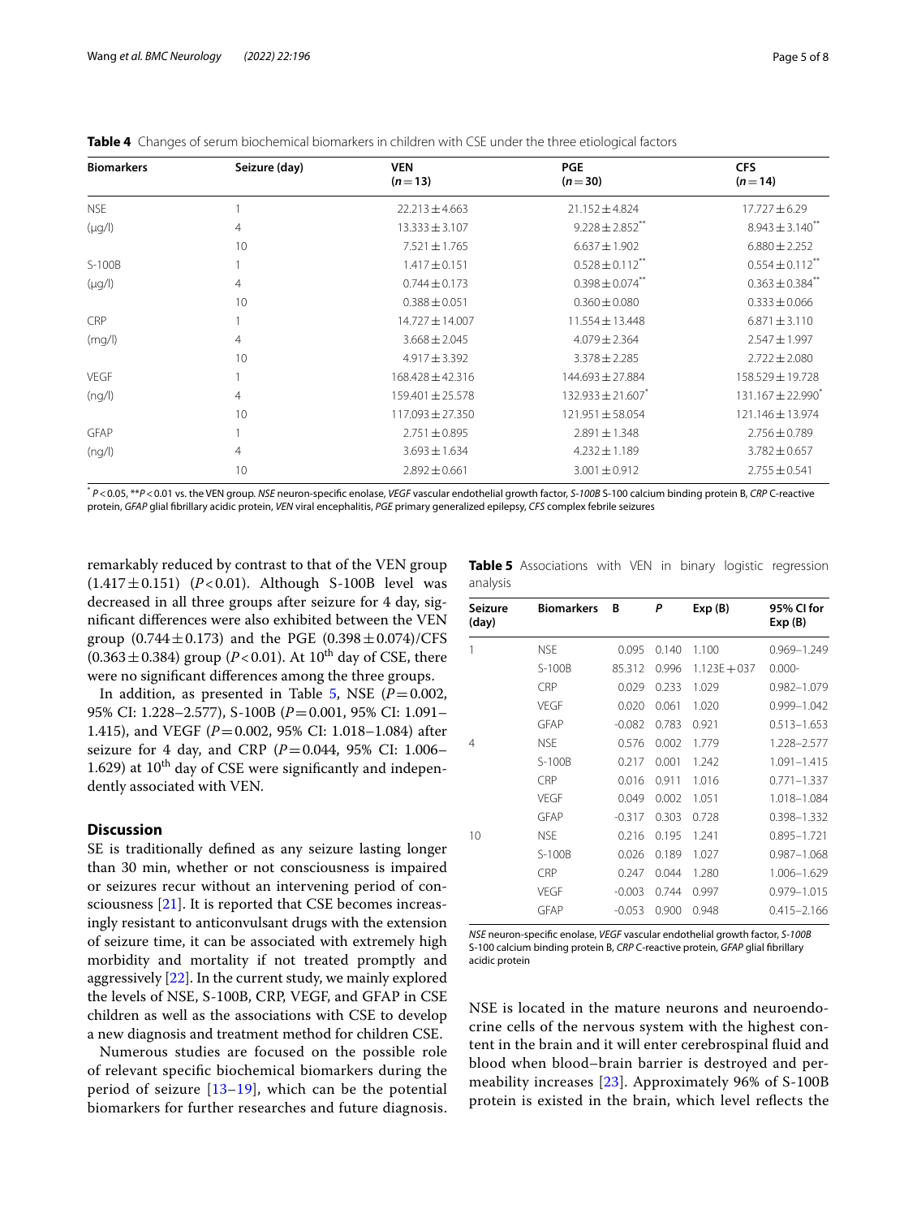**Table 4** Changes of serum biochemical biomarkers in children with CSE under the three etiological factors

| Biomarkers | Seizure (day) | VEN ($n=13$) | PGE ($n=30$) | CFS ($n=14$) |
|---|---|---|---|---|
| NSE | 1 | 22.213 ± 4.663 | 21.152 ± 4.824 | 17.727 ± 6.29 |
| (μg/l) | 4 | 13.333 ± 3.107 | 9.228 ± 2.852** | 8.943 ± 3.140** |
| | 10 | 7.521 ± 1.765 | 6.637 ± 1.902 | 6.880 ± 2.252 |
| S-100B | 1 | 1.417 ± 0.151 | 0.528 ± 0.112** | 0.554 ± 0.112** |
| (μg/l) | 4 | 0.744 ± 0.173 | 0.398 ± 0.074** | 0.363 ± 0.384** |
| | 10 | 0.388 ± 0.051 | 0.360 ± 0.080 | 0.333 ± 0.066 |
| CRP | 1 | 14.727 ± 14.007 | 11.554 ± 13.448 | 6.871 ± 3.110 |
| (mg/l) | 4 | 3.668 ± 2.045 | 4.079 ± 2.364 | 2.547 ± 1.997 |
| | 10 | 4.917 ± 3.392 | 3.378 ± 2.285 | 2.722 ± 2.080 |
| VEGF | 1 | 168.428 ± 42.316 | 144.693 ± 27.884 | 158.529 ± 19.728 |
| (ng/l) | 4 | 159.401 ± 25.578 | 132.933 ± 21.607* | 131.167 ± 22.990* |
| | 10 | 117.093 ± 27.350 | 121.951 ± 58.054 | 121.146 ± 13.974 |
| GFAP | 1 | 2.751 ± 0.895 | 2.891 ± 1.348 | 2.756 ± 0.789 |
| (ng/l) | 4 | 3.693 ± 1.634 | 4.232 ± 1.189 | 3.782 ± 0.657 |
| | 10 | 2.892 ± 0.661 | 3.001 ± 0.912 | 2.755 ± 0.541 |

* $P < 0.05$, ** $P < 0.01$ vs. the VEN group. *NSE* neuron-specific enolase, *VEGF* vascular endothelial growth factor, *S-100B* S-100 calcium binding protein B, *CRP* C-reactive protein, *GFAP* glial fibrillary acidic protein, *VEN* viral encephalitis, *PGE* primary generalized epilepsy, *CFS* complex febrile seizures

remarkably reduced by contrast to that of the VEN group (1.417 ± 0.151) ($P < 0.01$). Although S-100B level was decreased in all three groups after seizure for 4 day, significant differences were also exhibited between the VEN group (0.744 ± 0.173) and the PGE (0.398 ± 0.074)/CFS (0.363 ± 0.384) group ($P < 0.01$). At 10th day of CSE, there were no significant differences among the three groups.

In addition, as presented in Table 5, NSE ($P = 0.002$, 95% CI: 1.228–2.577), S-100B ($P = 0.001$, 95% CI: 1.091–1.415), and VEGF ($P = 0.002$, 95% CI: 1.018–1.084) after seizure for 4 day, and CRP ($P = 0.044$, 95% CI: 1.006–1.629) at 10th day of CSE were significantly and independently associated with VEN.

**Table 5** Associations with VEN in binary logistic regression analysis

| Seizure (day) | Biomarkers | B | P | Exp (B) | 95% CI for Exp (B) |
|---|---|---|---|---|---|
| 1 | NSE | 0.095 | 0.140 | 1.100 | 0.969–1.249 |
| | S-100B | 85.312 | 0.996 | 1.123E+037 | 0.000- |
| | CRP | 0.029 | 0.233 | 1.029 | 0.982–1.079 |
| | VEGF | 0.020 | 0.061 | 1.020 | 0.999–1.042 |
| | GFAP | -0.082 | 0.783 | 0.921 | 0.513–1.653 |
| 4 | NSE | 0.576 | 0.002 | 1.779 | 1.228–2.577 |
| | S-100B | 0.217 | 0.001 | 1.242 | 1.091–1.415 |
| | CRP | 0.016 | 0.911 | 1.016 | 0.771–1.337 |
| | VEGF | 0.049 | 0.002 | 1.051 | 1.018–1.084 |
| | GFAP | -0.317 | 0.303 | 0.728 | 0.398–1.332 |
| 10 | NSE | 0.216 | 0.195 | 1.241 | 0.895–1.721 |
| | S-100B | 0.026 | 0.189 | 1.027 | 0.987–1.068 |
| | CRP | 0.247 | 0.044 | 1.280 | 1.006–1.629 |
| | VEGF | -0.003 | 0.744 | 0.997 | 0.979–1.015 |
| | GFAP | -0.053 | 0.900 | 0.948 | 0.415–2.166 |

*NSE* neuron-specific enolase, *VEGF* vascular endothelial growth factor, *S-100B* S-100 calcium binding protein B, *CRP* C-reactive protein, *GFAP* glial fibrillary acidic protein

## Discussion

SE is traditionally defined as any seizure lasting longer than 30 min, whether or not consciousness is impaired or seizures recur without an intervening period of consciousness [21]. It is reported that CSE becomes increasingly resistant to anticonvulsant drugs with the extension of seizure time, it can be associated with extremely high morbidity and mortality if not treated promptly and aggressively [22]. In the current study, we mainly explored the levels of NSE, S-100B, CRP, VEGF, and GFAP in CSE children as well as the associations with CSE to develop a new diagnosis and treatment method for children CSE.

Numerous studies are focused on the possible role of relevant specific biochemical biomarkers during the period of seizure [13–19], which can be the potential biomarkers for further researches and future diagnosis. NSE is located in the mature neurons and neuroendocrine cells of the nervous system with the highest content in the brain and it will enter cerebrospinal fluid and blood when blood–brain barrier is destroyed and permeability increases [23]. Approximately 96% of S-100B protein is existed in the brain, which level reflects the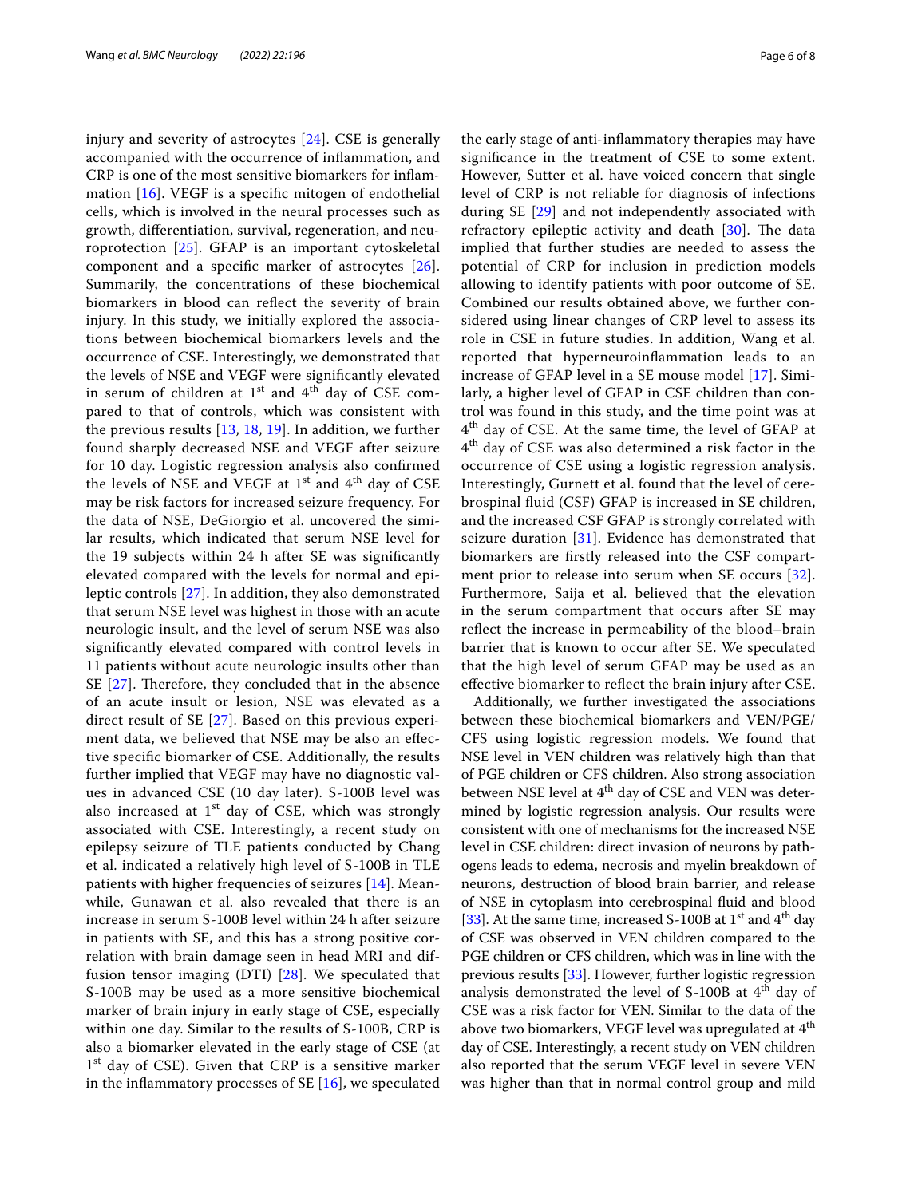injury and severity of astrocytes [24]. CSE is generally accompanied with the occurrence of inflammation, and CRP is one of the most sensitive biomarkers for inflammation [16]. VEGF is a specific mitogen of endothelial cells, which is involved in the neural processes such as growth, differentiation, survival, regeneration, and neuroprotection [25]. GFAP is an important cytoskeletal component and a specific marker of astrocytes [26]. Summarily, the concentrations of these biochemical biomarkers in blood can reflect the severity of brain injury. In this study, we initially explored the associations between biochemical biomarkers levels and the occurrence of CSE. Interestingly, we demonstrated that the levels of NSE and VEGF were significantly elevated in serum of children at 1st and 4th day of CSE compared to that of controls, which was consistent with the previous results [13, 18, 19]. In addition, we further found sharply decreased NSE and VEGF after seizure for 10 day. Logistic regression analysis also confirmed the levels of NSE and VEGF at 1st and 4th day of CSE may be risk factors for increased seizure frequency. For the data of NSE, DeGiorgio et al. uncovered the similar results, which indicated that serum NSE level for the 19 subjects within 24 h after SE was significantly elevated compared with the levels for normal and epileptic controls [27]. In addition, they also demonstrated that serum NSE level was highest in those with an acute neurologic insult, and the level of serum NSE was also significantly elevated compared with control levels in 11 patients without acute neurologic insults other than SE [27]. Therefore, they concluded that in the absence of an acute insult or lesion, NSE was elevated as a direct result of SE [27]. Based on this previous experiment data, we believed that NSE may be also an effective specific biomarker of CSE. Additionally, the results further implied that VEGF may have no diagnostic values in advanced CSE (10 day later). S-100B level was also increased at 1st day of CSE, which was strongly associated with CSE. Interestingly, a recent study on epilepsy seizure of TLE patients conducted by Chang et al. indicated a relatively high level of S-100B in TLE patients with higher frequencies of seizures [14]. Meanwhile, Gunawan et al. also revealed that there is an increase in serum S-100B level within 24 h after seizure in patients with SE, and this has a strong positive correlation with brain damage seen in head MRI and diffusion tensor imaging (DTI) [28]. We speculated that S-100B may be used as a more sensitive biochemical marker of brain injury in early stage of CSE, especially within one day. Similar to the results of S-100B, CRP is also a biomarker elevated in the early stage of CSE (at 1st day of CSE). Given that CRP is a sensitive marker in the inflammatory processes of SE [16], we speculated the early stage of anti-inflammatory therapies may have significance in the treatment of CSE to some extent. However, Sutter et al. have voiced concern that single level of CRP is not reliable for diagnosis of infections during SE [29] and not independently associated with refractory epileptic activity and death [30]. The data implied that further studies are needed to assess the potential of CRP for inclusion in prediction models allowing to identify patients with poor outcome of SE. Combined our results obtained above, we further considered using linear changes of CRP level to assess its role in CSE in future studies. In addition, Wang et al. reported that hyperneuroinflammation leads to an increase of GFAP level in a SE mouse model [17]. Similarly, a higher level of GFAP in CSE children than control was found in this study, and the time point was at 4th day of CSE. At the same time, the level of GFAP at 4th day of CSE was also determined a risk factor in the occurrence of CSE using a logistic regression analysis. Interestingly, Gurnett et al. found that the level of cerebrospinal fluid (CSF) GFAP is increased in SE children, and the increased CSF GFAP is strongly correlated with seizure duration [31]. Evidence has demonstrated that biomarkers are firstly released into the CSF compartment prior to release into serum when SE occurs [32]. Furthermore, Saija et al. believed that the elevation in the serum compartment that occurs after SE may reflect the increase in permeability of the blood–brain barrier that is known to occur after SE. We speculated that the high level of serum GFAP may be used as an effective biomarker to reflect the brain injury after CSE.

Additionally, we further investigated the associations between these biochemical biomarkers and VEN/PGE/CFS using logistic regression models. We found that NSE level in VEN children was relatively high than that of PGE children or CFS children. Also strong association between NSE level at 4th day of CSE and VEN was determined by logistic regression analysis. Our results were consistent with one of mechanisms for the increased NSE level in CSE children: direct invasion of neurons by pathogens leads to edema, necrosis and myelin breakdown of neurons, destruction of blood brain barrier, and release of NSE in cytoplasm into cerebrospinal fluid and blood [33]. At the same time, increased S-100B at 1st and 4th day of CSE was observed in VEN children compared to the PGE children or CFS children, which was in line with the previous results [33]. However, further logistic regression analysis demonstrated the level of S-100B at 4th day of CSE was a risk factor for VEN. Similar to the data of the above two biomarkers, VEGF level was upregulated at 4th day of CSE. Interestingly, a recent study on VEN children also reported that the serum VEGF level in severe VEN was higher than that in normal control group and mild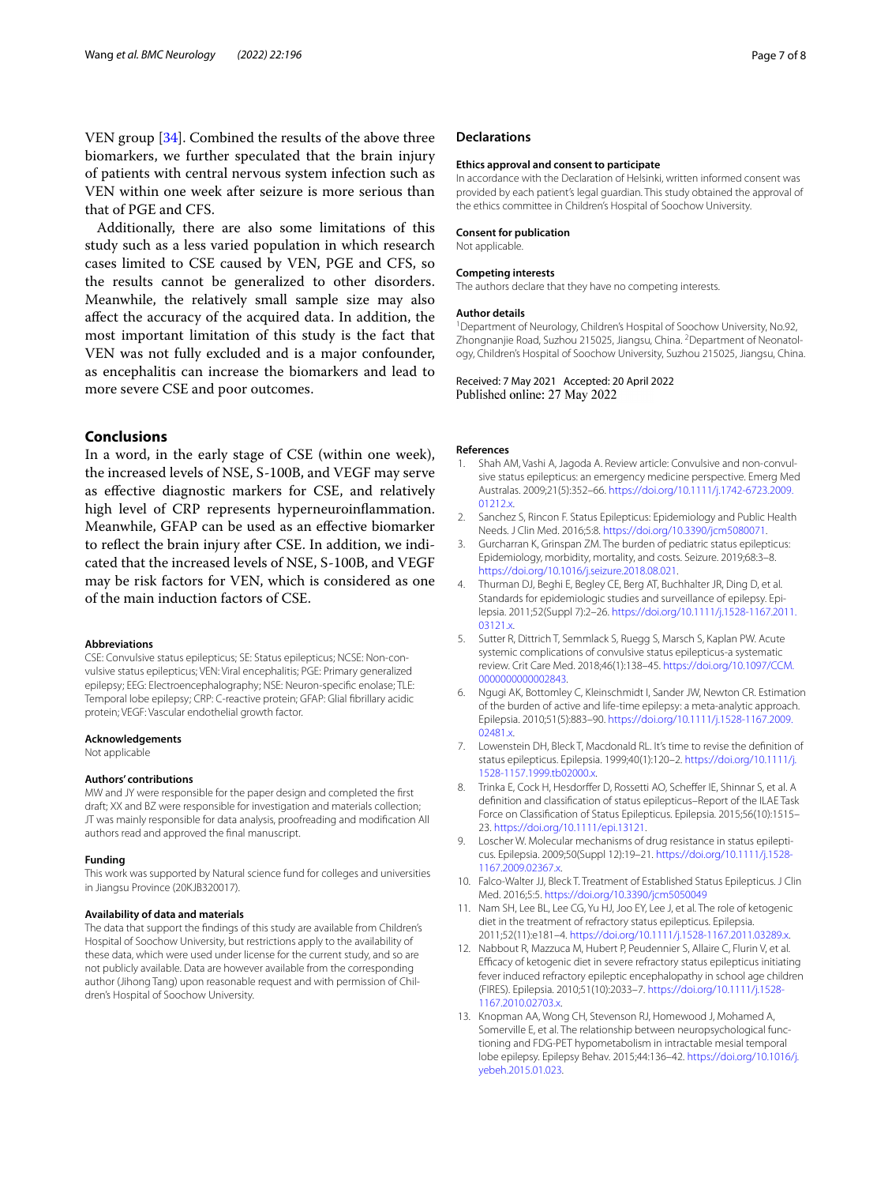VEN group [34]. Combined the results of the above three biomarkers, we further speculated that the brain injury of patients with central nervous system infection such as VEN within one week after seizure is more serious than that of PGE and CFS.

Additionally, there are also some limitations of this study such as a less varied population in which research cases limited to CSE caused by VEN, PGE and CFS, so the results cannot be generalized to other disorders. Meanwhile, the relatively small sample size may also affect the accuracy of the acquired data. In addition, the most important limitation of this study is the fact that VEN was not fully excluded and is a major confounder, as encephalitis can increase the biomarkers and lead to more severe CSE and poor outcomes.

## Conclusions

In a word, in the early stage of CSE (within one week), the increased levels of NSE, S-100B, and VEGF may serve as effective diagnostic markers for CSE, and relatively high level of CRP represents hyperneuroinflammation. Meanwhile, GFAP can be used as an effective biomarker to reflect the brain injury after CSE. In addition, we indicated that the increased levels of NSE, S-100B, and VEGF may be risk factors for VEN, which is considered as one of the main induction factors of CSE.

#### Abbreviations

CSE: Convulsive status epilepticus; SE: Status epilepticus; NCSE: Non-convulsive status epilepticus; VEN: Viral encephalitis; PGE: Primary generalized epilepsy; EEG: Electroencephalography; NSE: Neuron-specific enolase; TLE: Temporal lobe epilepsy; CRP: C-reactive protein; GFAP: Glial fibrillary acidic protein; VEGF: Vascular endothelial growth factor.

#### Acknowledgements

Not applicable

#### Authors' contributions

MW and JY were responsible for the paper design and completed the first draft; XX and BZ were responsible for investigation and materials collection; JT was mainly responsible for data analysis, proofreading and modification All authors read and approved the final manuscript.

#### Funding

This work was supported by Natural science fund for colleges and universities in Jiangsu Province (20KJB320017).

#### Availability of data and materials

The data that support the findings of this study are available from Children's Hospital of Soochow University, but restrictions apply to the availability of these data, which were used under license for the current study, and so are not publicly available. Data are however available from the corresponding author (Jihong Tang) upon reasonable request and with permission of Children's Hospital of Soochow University.

## Declarations

#### Ethics approval and consent to participate

In accordance with the Declaration of Helsinki, written informed consent was provided by each patient's legal guardian. This study obtained the approval of the ethics committee in Children's Hospital of Soochow University.

#### Consent for publication

Not applicable.

#### Competing interests

The authors declare that they have no competing interests.

#### Author details

[1]Department of Neurology, Children's Hospital of Soochow University, No.92, Zhongnanjie Road, Suzhou 215025, Jiangsu, China. [2]Department of Neonatology, Children's Hospital of Soochow University, Suzhou 215025, Jiangsu, China.

Received: 7 May 2021 Accepted: 20 April 2022
Published online: 27 May 2022

#### References

1. Shah AM, Vashi A, Jagoda A. Review article: Convulsive and non-convulsive status epilepticus: an emergency medicine perspective. Emerg Med Australas. 2009;21(5):352–66. https://doi.org/10.1111/j.1742-6723.2009.01212.x.
2. Sanchez S, Rincon F. Status Epilepticus: Epidemiology and Public Health Needs. J Clin Med. 2016;5:8. https://doi.org/10.3390/jcm5080071.
3. Gurcharran K, Grinspan ZM. The burden of pediatric status epilepticus: Epidemiology, morbidity, mortality, and costs. Seizure. 2019;68:3–8. https://doi.org/10.1016/j.seizure.2018.08.021.
4. Thurman DJ, Beghi E, Begley CE, Berg AT, Buchhalter JR, Ding D, et al. Standards for epidemiologic studies and surveillance of epilepsy. Epilepsia. 2011;52(Suppl 7):2–26. https://doi.org/10.1111/j.1528-1167.2011.03121.x.
5. Sutter R, Dittrich T, Semmlack S, Ruegg S, Marsch S, Kaplan PW. Acute systemic complications of convulsive status epilepticus-a systematic review. Crit Care Med. 2018;46(1):138–45. https://doi.org/10.1097/CCM.0000000000002843.
6. Ngugi AK, Bottomley C, Kleinschmidt I, Sander JW, Newton CR. Estimation of the burden of active and life-time epilepsy: a meta-analytic approach. Epilepsia. 2010;51(5):883–90. https://doi.org/10.1111/j.1528-1167.2009.02481.x.
7. Lowenstein DH, Bleck T, Macdonald RL. It's time to revise the definition of status epilepticus. Epilepsia. 1999;40(1):120–2. https://doi.org/10.1111/j.1528-1157.1999.tb02000.x.
8. Trinka E, Cock H, Hesdorffer D, Rossetti AO, Scheffer IE, Shinnar S, et al. A definition and classification of status epilepticus–Report of the ILAE Task Force on Classification of Status Epilepticus. Epilepsia. 2015;56(10):1515–23. https://doi.org/10.1111/epi.13121.
9. Loscher W. Molecular mechanisms of drug resistance in status epilepticus. Epilepsia. 2009;50(Suppl 12):19–21. https://doi.org/10.1111/j.1528-1167.2009.02367.x.
10. Falco-Walter JJ, Bleck T. Treatment of Established Status Epilepticus. J Clin Med. 2016;5:5. https://doi.org/10.3390/jcm5050049
11. Nam SH, Lee BL, Lee CG, Yu HJ, Joo EY, Lee J, et al. The role of ketogenic diet in the treatment of refractory status epilepticus. Epilepsia. 2011;52(11):e181–4. https://doi.org/10.1111/j.1528-1167.2011.03289.x.
12. Nabbout R, Mazzuca M, Hubert P, Peudennier S, Allaire C, Flurin V, et al. Efficacy of ketogenic diet in severe refractory status epilepticus initiating fever induced refractory epileptic encephalopathy in school age children (FIRES). Epilepsia. 2010;51(10):2033–7. https://doi.org/10.1111/j.1528-1167.2010.02703.x.
13. Knopman AA, Wong CH, Stevenson RJ, Homewood J, Mohamed A, Somerville E, et al. The relationship between neuropsychological functioning and FDG-PET hypometabolism in intractable mesial temporal lobe epilepsy. Epilepsy Behav. 2015;44:136–42. https://doi.org/10.1016/j.yebeh.2015.01.023.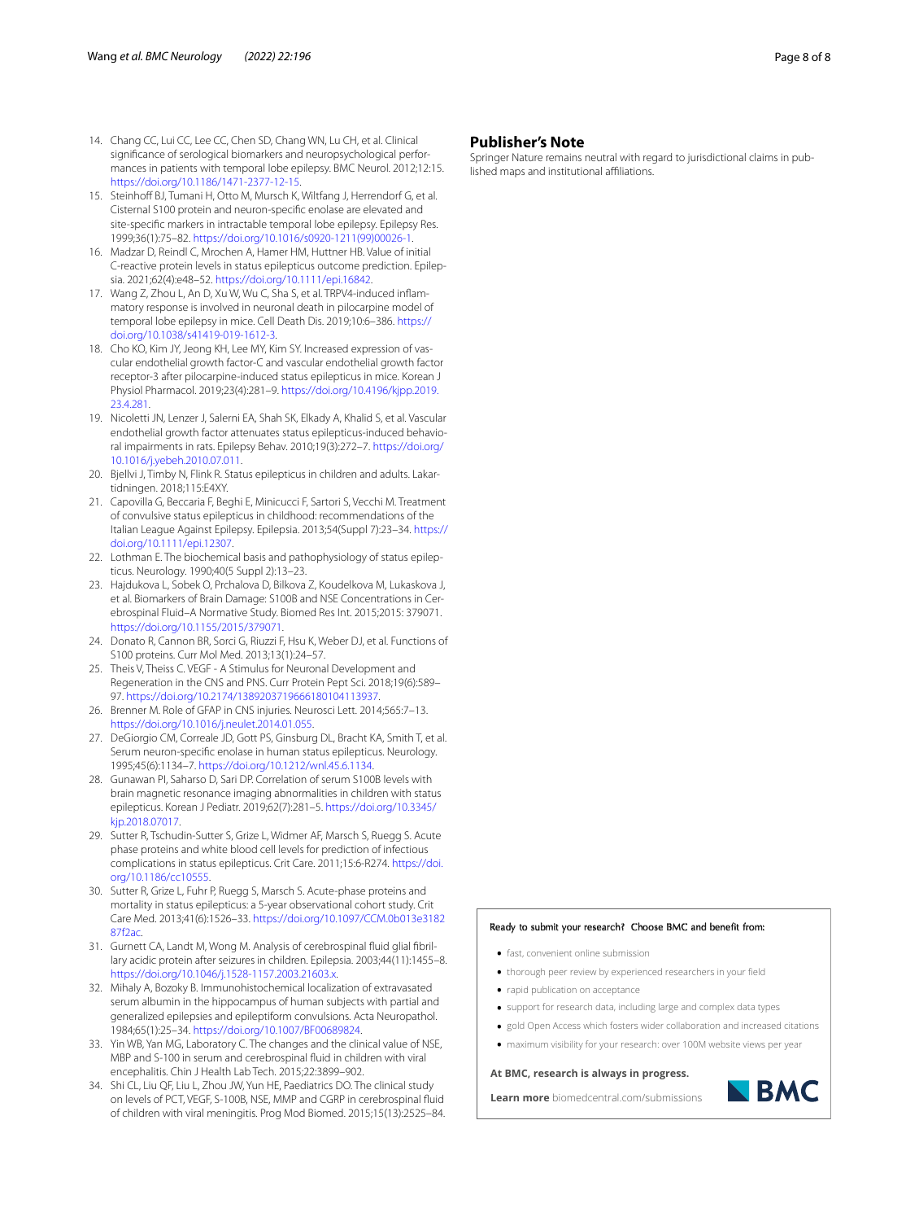14. Chang CC, Lui CC, Lee CC, Chen SD, Chang WN, Lu CH, et al. Clinical significance of serological biomarkers and neuropsychological performances in patients with temporal lobe epilepsy. BMC Neurol. 2012;12:15. https://doi.org/10.1186/1471-2377-12-15.
15. Steinhoff BJ, Tumani H, Otto M, Mursch K, Wiltfang J, Herrendorf G, et al. Cisternal S100 protein and neuron-specific enolase are elevated and site-specific markers in intractable temporal lobe epilepsy. Epilepsy Res. 1999;36(1):75–82. https://doi.org/10.1016/s0920-1211(99)00026-1.
16. Madzar D, Reindl C, Mrochen A, Hamer HM, Huttner HB. Value of initial C-reactive protein levels in status epilepticus outcome prediction. Epilepsia. 2021;62(4):e48–52. https://doi.org/10.1111/epi.16842.
17. Wang Z, Zhou L, An D, Xu W, Wu C, Sha S, et al. TRPV4-induced inflammatory response is involved in neuronal death in pilocarpine model of temporal lobe epilepsy in mice. Cell Death Dis. 2019;10:6–386. https://doi.org/10.1038/s41419-019-1612-3.
18. Cho KO, Kim JY, Jeong KH, Lee MY, Kim SY. Increased expression of vascular endothelial growth factor-C and vascular endothelial growth factor receptor-3 after pilocarpine-induced status epilepticus in mice. Korean J Physiol Pharmacol. 2019;23(4):281–9. https://doi.org/10.4196/kjpp.2019.23.4.281.
19. Nicoletti JN, Lenzer J, Salerni EA, Shah SK, Elkady A, Khalid S, et al. Vascular endothelial growth factor attenuates status epilepticus-induced behavioral impairments in rats. Epilepsy Behav. 2010;19(3):272–7. https://doi.org/10.1016/j.yebeh.2010.07.011.
20. Bjellvi J, Timby N, Flink R. Status epilepticus in children and adults. Lakartidningen. 2018;115:E4XY.
21. Capovilla G, Beccaria F, Beghi E, Minicucci F, Sartori S, Vecchi M. Treatment of convulsive status epilepticus in childhood: recommendations of the Italian League Against Epilepsy. Epilepsia. 2013;54(Suppl 7):23–34. https://doi.org/10.1111/epi.12307.
22. Lothman E. The biochemical basis and pathophysiology of status epilepticus. Neurology. 1990;40(5 Suppl 2):13–23.
23. Hajdukova L, Sobek O, Prchalova D, Bilkova Z, Koudelkova M, Lukaskova J, et al. Biomarkers of Brain Damage: S100B and NSE Concentrations in Cerebrospinal Fluid–A Normative Study. Biomed Res Int. 2015;2015: 379071. https://doi.org/10.1155/2015/379071.
24. Donato R, Cannon BR, Sorci G, Riuzzi F, Hsu K, Weber DJ, et al. Functions of S100 proteins. Curr Mol Med. 2013;13(1):24–57.
25. Theis V, Theiss C. VEGF - A Stimulus for Neuronal Development and Regeneration in the CNS and PNS. Curr Protein Pept Sci. 2018;19(6):589–97. https://doi.org/10.2174/1389203719666180104113937.
26. Brenner M. Role of GFAP in CNS injuries. Neurosci Lett. 2014;565:7–13. https://doi.org/10.1016/j.neulet.2014.01.055.
27. DeGiorgio CM, Correale JD, Gott PS, Ginsburg DL, Bracht KA, Smith T, et al. Serum neuron-specific enolase in human status epilepticus. Neurology. 1995;45(6):1134–7. https://doi.org/10.1212/wnl.45.6.1134.
28. Gunawan PI, Saharso D, Sari DP. Correlation of serum S100B levels with brain magnetic resonance imaging abnormalities in children with status epilepticus. Korean J Pediatr. 2019;62(7):281–5. https://doi.org/10.3345/kjp.2018.07017.
29. Sutter R, Tschudin-Sutter S, Grize L, Widmer AF, Marsch S, Ruegg S. Acute phase proteins and white blood cell levels for prediction of infectious complications in status epilepticus. Crit Care. 2011;15:6-R274. https://doi.org/10.1186/cc10555.
30. Sutter R, Grize L, Fuhr P, Ruegg S, Marsch S. Acute-phase proteins and mortality in status epilepticus: a 5-year observational cohort study. Crit Care Med. 2013;41(6):1526–33. https://doi.org/10.1097/CCM.0b013e318287f2ac.
31. Gurnett CA, Landt M, Wong M. Analysis of cerebrospinal fluid glial fibrillary acidic protein after seizures in children. Epilepsia. 2003;44(11):1455–8. https://doi.org/10.1046/j.1528-1157.2003.21603.x.
32. Mihaly A, Bozoky B. Immunohistochemical localization of extravasated serum albumin in the hippocampus of human subjects with partial and generalized epilepsies and epileptiform convulsions. Acta Neuropathol. 1984;65(1):25–34. https://doi.org/10.1007/BF00689824.
33. Yin WB, Yan MG, Laboratory C. The changes and the clinical value of NSE, MBP and S-100 in serum and cerebrospinal fluid in children with viral encephalitis. Chin J Health Lab Tech. 2015;22:3899–902.
34. Shi CL, Liu QF, Liu L, Zhou JW, Yun HE, Paediatrics DO. The clinical study on levels of PCT, VEGF, S-100B, NSE, MMP and CGRP in cerebrospinal fluid of children with viral meningitis. Prog Mod Biomed. 2015;15(13):2525–84.

## Publisher's Note

Springer Nature remains neutral with regard to jurisdictional claims in published maps and institutional affiliations.

Ready to submit your research? Choose BMC and benefit from:

- fast, convenient online submission
- thorough peer review by experienced researchers in your field
- rapid publication on acceptance
- support for research data, including large and complex data types
- gold Open Access which fosters wider collaboration and increased citations
- maximum visibility for your research: over 100M website views per year

**At BMC, research is always in progress.**

**Learn more** biomedcentral.com/submissions

BMC